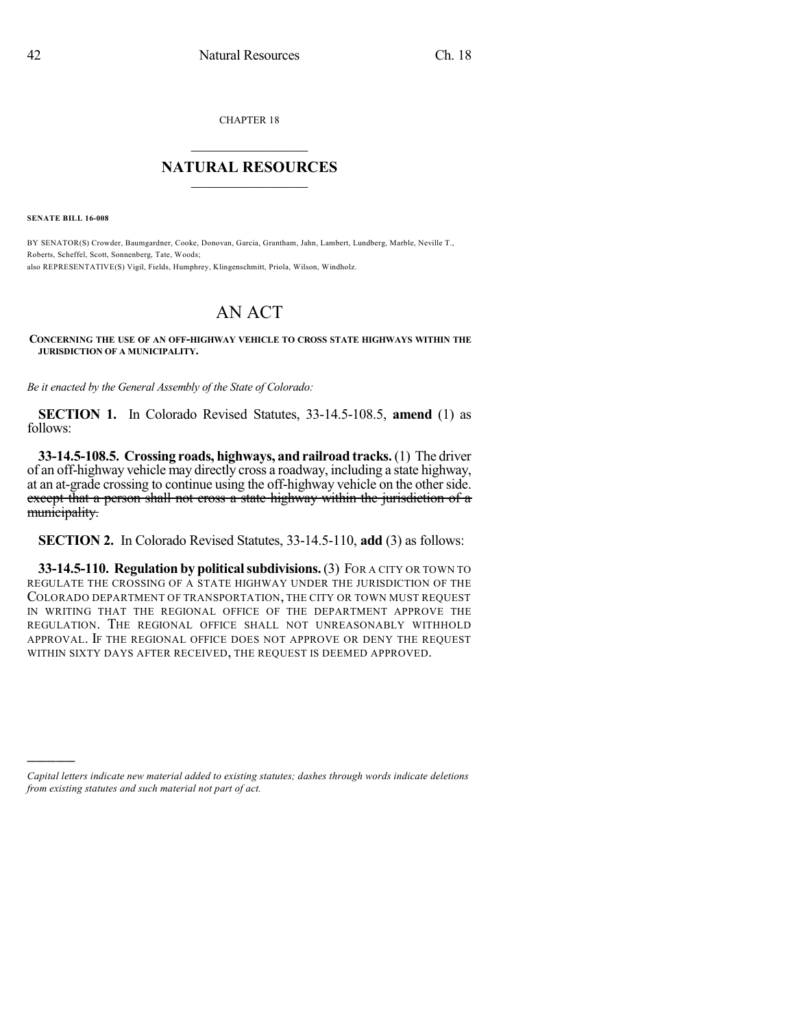CHAPTER 18

## NATURAL RESOURCES

**SENATE BILL 16-008**

BY SENATOR(S) Crowder, Baumgardner, Cooke, Donovan, Garcia, Grantham, Jahn, Lambert, Lundberg, Marble, Neville T., Roberts, Scheffel, Scott, Sonnenberg, Tate, Woods;
also REPRESENTATIVE(S) Vigil, Fields, Humphrey, Klingenschmitt, Priola, Wilson, Windholz.

# AN ACT

**CONCERNING THE USE OF AN OFF-HIGHWAY VEHICLE TO CROSS STATE HIGHWAYS WITHIN THE JURISDICTION OF A MUNICIPALITY.**

*Be it enacted by the General Assembly of the State of Colorado:*

**SECTION 1.** In Colorado Revised Statutes, 33-14.5-108.5, **amend** (1) as follows:

**33-14.5-108.5. Crossing roads, highways, and railroad tracks.** (1) The driver of an off-highway vehicle may directly cross a roadway, including a state highway, at an at-grade crossing to continue using the off-highway vehicle on the other side. ~~except that a person shall not cross a state highway within the jurisdiction of a municipality.~~

**SECTION 2.** In Colorado Revised Statutes, 33-14.5-110, **add** (3) as follows:

**33-14.5-110. Regulation by political subdivisions.** (3) FOR A CITY OR TOWN TO REGULATE THE CROSSING OF A STATE HIGHWAY UNDER THE JURISDICTION OF THE COLORADO DEPARTMENT OF TRANSPORTATION, THE CITY OR TOWN MUST REQUEST IN WRITING THAT THE REGIONAL OFFICE OF THE DEPARTMENT APPROVE THE REGULATION. THE REGIONAL OFFICE SHALL NOT UNREASONABLY WITHHOLD APPROVAL. IF THE REGIONAL OFFICE DOES NOT APPROVE OR DENY THE REQUEST WITHIN SIXTY DAYS AFTER RECEIVED, THE REQUEST IS DEEMED APPROVED.

---

*Capital letters indicate new material added to existing statutes; dashes through words indicate deletions from existing statutes and such material not part of act.*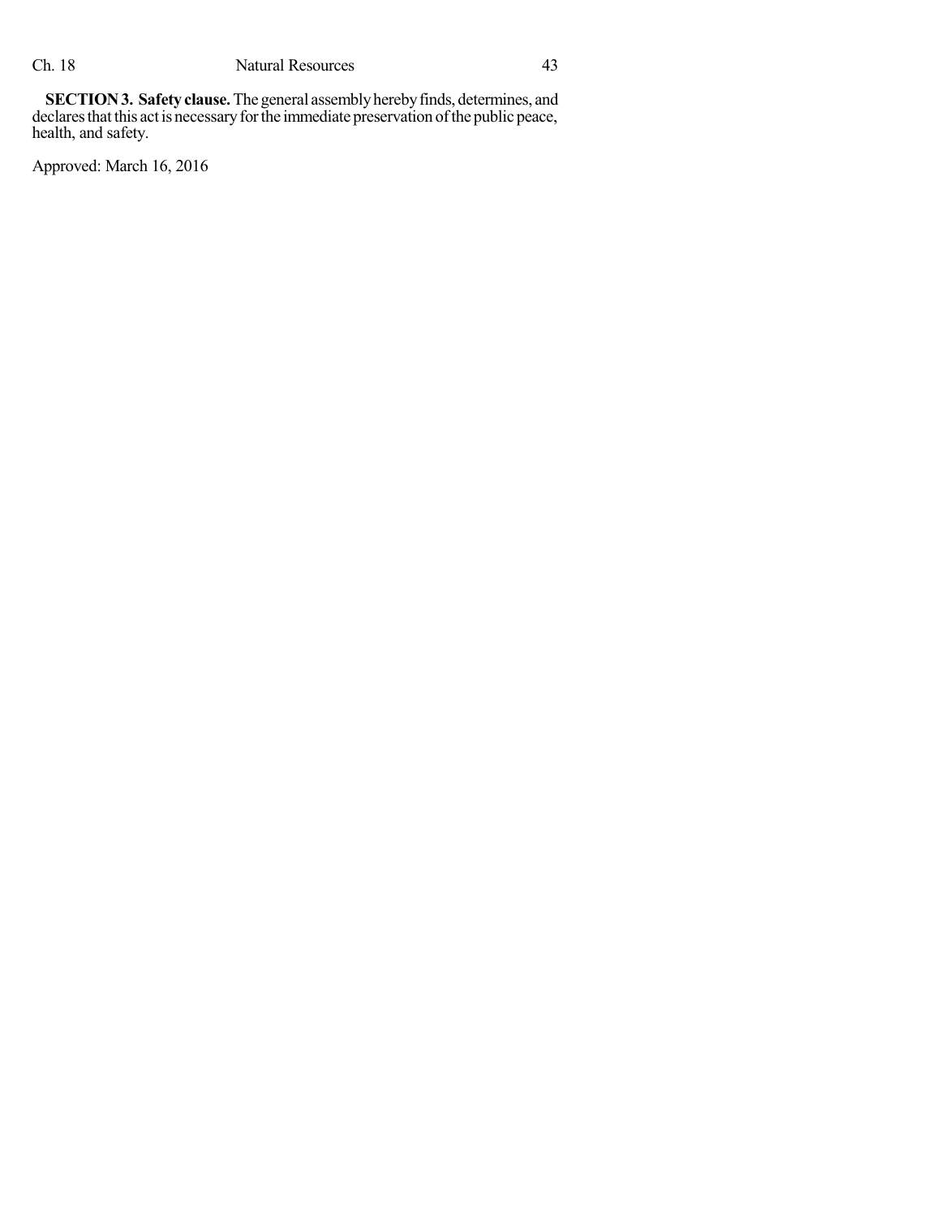**SECTION 3. Safety clause.** The general assembly hereby finds, determines, and declares that this act is necessary for the immediate preservation of the public peace, health, and safety.

Approved: March 16, 2016